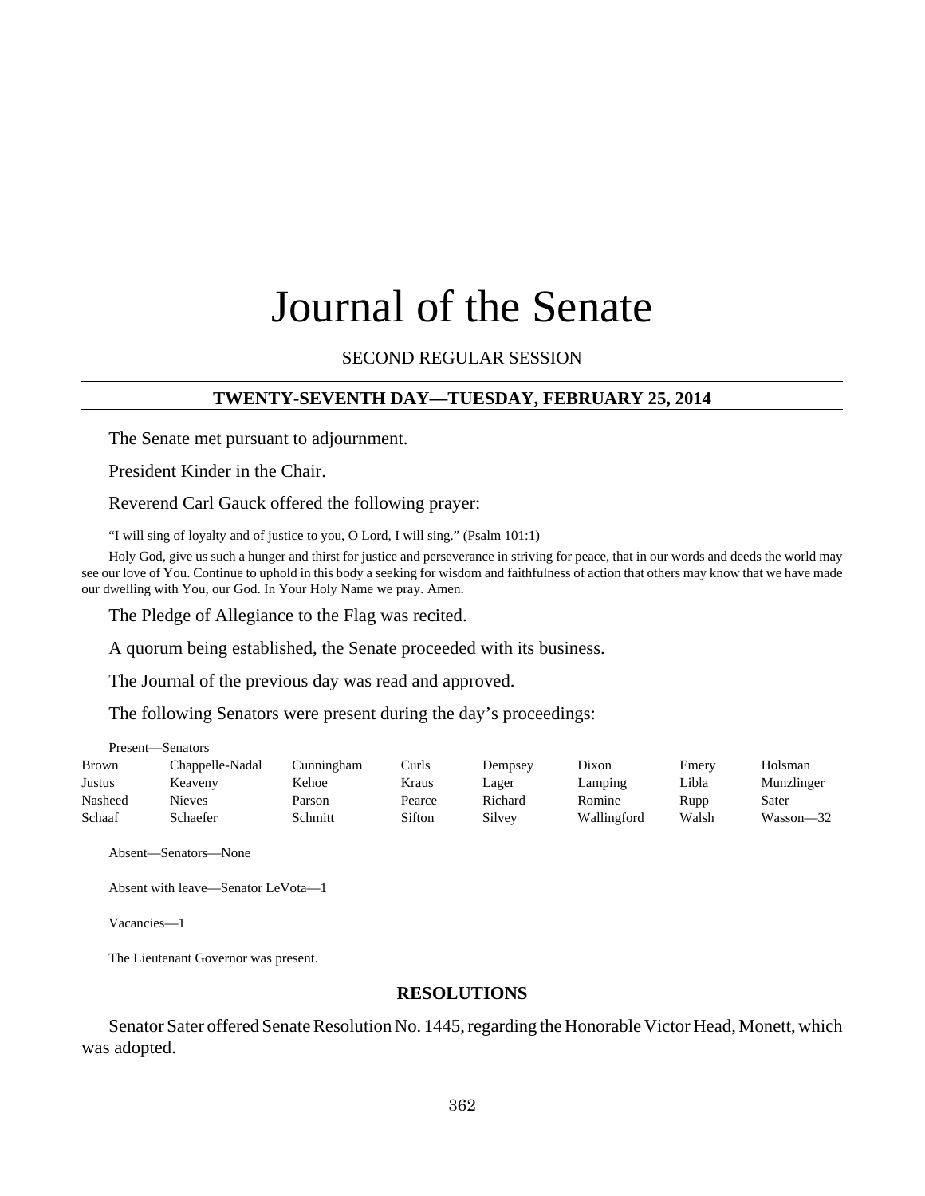# Journal of the Senate

SECOND REGULAR SESSION

## TWENTY-SEVENTH DAY—TUESDAY, FEBRUARY 25, 2014

The Senate met pursuant to adjournment.

President Kinder in the Chair.

Reverend Carl Gauck offered the following prayer:

"I will sing of loyalty and of justice to you, O Lord, I will sing." (Psalm 101:1)

Holy God, give us such a hunger and thirst for justice and perseverance in striving for peace, that in our words and deeds the world may see our love of You. Continue to uphold in this body a seeking for wisdom and faithfulness of action that others may know that we have made our dwelling with You, our God. In Your Holy Name we pray. Amen.

The Pledge of Allegiance to the Flag was recited.

A quorum being established, the Senate proceeded with its business.

The Journal of the previous day was read and approved.

The following Senators were present during the day's proceedings:

Present—Senators

| | | | | | | | |
|---|---|---|---|---|---|---|---|
| Brown | Chappelle-Nadal | Cunningham | Curls | Dempsey | Dixon | Emery | Holsman |
| Justus | Keaveny | Kehoe | Kraus | Lager | Lamping | Libla | Munzlinger |
| Nasheed | Nieves | Parson | Pearce | Richard | Romine | Rupp | Sater |
| Schaaf | Schaefer | Schmitt | Sifton | Silvey | Wallingford | Walsh | Wasson—32 |

Absent—Senators—None

Absent with leave—Senator LeVota—1

Vacancies—1

The Lieutenant Governor was present.

## RESOLUTIONS

Senator Sater offered Senate Resolution No. 1445, regarding the Honorable Victor Head, Monett, which was adopted.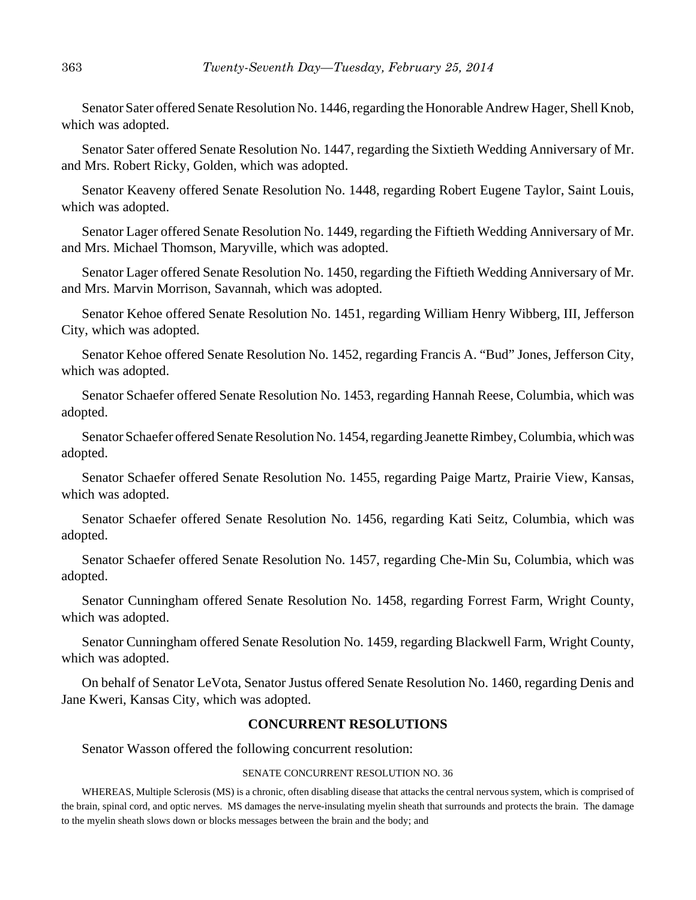Senator Sater offered Senate Resolution No. 1446, regarding the Honorable Andrew Hager, Shell Knob, which was adopted.

Senator Sater offered Senate Resolution No. 1447, regarding the Sixtieth Wedding Anniversary of Mr. and Mrs. Robert Ricky, Golden, which was adopted.

Senator Keaveny offered Senate Resolution No. 1448, regarding Robert Eugene Taylor, Saint Louis, which was adopted.

Senator Lager offered Senate Resolution No. 1449, regarding the Fiftieth Wedding Anniversary of Mr. and Mrs. Michael Thomson, Maryville, which was adopted.

Senator Lager offered Senate Resolution No. 1450, regarding the Fiftieth Wedding Anniversary of Mr. and Mrs. Marvin Morrison, Savannah, which was adopted.

Senator Kehoe offered Senate Resolution No. 1451, regarding William Henry Wibberg, III, Jefferson City, which was adopted.

Senator Kehoe offered Senate Resolution No. 1452, regarding Francis A. "Bud" Jones, Jefferson City, which was adopted.

Senator Schaefer offered Senate Resolution No. 1453, regarding Hannah Reese, Columbia, which was adopted.

Senator Schaefer offered Senate Resolution No. 1454, regarding Jeanette Rimbey, Columbia, which was adopted.

Senator Schaefer offered Senate Resolution No. 1455, regarding Paige Martz, Prairie View, Kansas, which was adopted.

Senator Schaefer offered Senate Resolution No. 1456, regarding Kati Seitz, Columbia, which was adopted.

Senator Schaefer offered Senate Resolution No. 1457, regarding Che-Min Su, Columbia, which was adopted.

Senator Cunningham offered Senate Resolution No. 1458, regarding Forrest Farm, Wright County, which was adopted.

Senator Cunningham offered Senate Resolution No. 1459, regarding Blackwell Farm, Wright County, which was adopted.

On behalf of Senator LeVota, Senator Justus offered Senate Resolution No. 1460, regarding Denis and Jane Kweri, Kansas City, which was adopted.

## CONCURRENT RESOLUTIONS

Senator Wasson offered the following concurrent resolution:

SENATE CONCURRENT RESOLUTION NO. 36

WHEREAS, Multiple Sclerosis (MS) is a chronic, often disabling disease that attacks the central nervous system, which is comprised of the brain, spinal cord, and optic nerves. MS damages the nerve-insulating myelin sheath that surrounds and protects the brain. The damage to the myelin sheath slows down or blocks messages between the brain and the body; and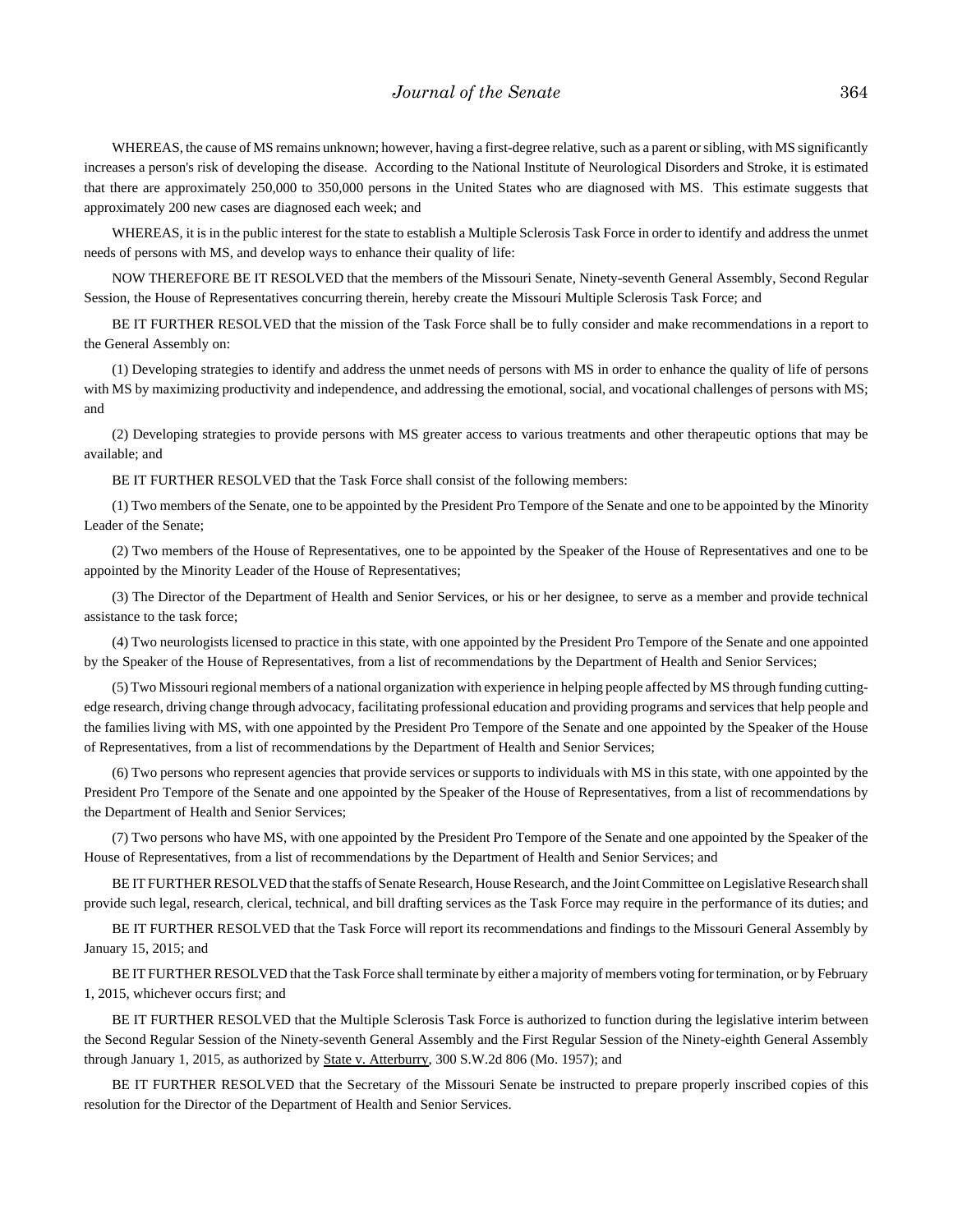WHEREAS, the cause of MS remains unknown; however, having a first-degree relative, such as a parent or sibling, with MS significantly increases a person's risk of developing the disease. According to the National Institute of Neurological Disorders and Stroke, it is estimated that there are approximately 250,000 to 350,000 persons in the United States who are diagnosed with MS. This estimate suggests that approximately 200 new cases are diagnosed each week; and

WHEREAS, it is in the public interest for the state to establish a Multiple Sclerosis Task Force in order to identify and address the unmet needs of persons with MS, and develop ways to enhance their quality of life:

NOW THEREFORE BE IT RESOLVED that the members of the Missouri Senate, Ninety-seventh General Assembly, Second Regular Session, the House of Representatives concurring therein, hereby create the Missouri Multiple Sclerosis Task Force; and

BE IT FURTHER RESOLVED that the mission of the Task Force shall be to fully consider and make recommendations in a report to the General Assembly on:

(1) Developing strategies to identify and address the unmet needs of persons with MS in order to enhance the quality of life of persons with MS by maximizing productivity and independence, and addressing the emotional, social, and vocational challenges of persons with MS; and

(2) Developing strategies to provide persons with MS greater access to various treatments and other therapeutic options that may be available; and

BE IT FURTHER RESOLVED that the Task Force shall consist of the following members:

(1) Two members of the Senate, one to be appointed by the President Pro Tempore of the Senate and one to be appointed by the Minority Leader of the Senate;

(2) Two members of the House of Representatives, one to be appointed by the Speaker of the House of Representatives and one to be appointed by the Minority Leader of the House of Representatives;

(3) The Director of the Department of Health and Senior Services, or his or her designee, to serve as a member and provide technical assistance to the task force;

(4) Two neurologists licensed to practice in this state, with one appointed by the President Pro Tempore of the Senate and one appointed by the Speaker of the House of Representatives, from a list of recommendations by the Department of Health and Senior Services;

(5) Two Missouri regional members of a national organization with experience in helping people affected by MS through funding cutting-edge research, driving change through advocacy, facilitating professional education and providing programs and services that help people and the families living with MS, with one appointed by the President Pro Tempore of the Senate and one appointed by the Speaker of the House of Representatives, from a list of recommendations by the Department of Health and Senior Services;

(6) Two persons who represent agencies that provide services or supports to individuals with MS in this state, with one appointed by the President Pro Tempore of the Senate and one appointed by the Speaker of the House of Representatives, from a list of recommendations by the Department of Health and Senior Services;

(7) Two persons who have MS, with one appointed by the President Pro Tempore of the Senate and one appointed by the Speaker of the House of Representatives, from a list of recommendations by the Department of Health and Senior Services; and

BE IT FURTHER RESOLVED that the staffs of Senate Research, House Research, and the Joint Committee on Legislative Research shall provide such legal, research, clerical, technical, and bill drafting services as the Task Force may require in the performance of its duties; and

BE IT FURTHER RESOLVED that the Task Force will report its recommendations and findings to the Missouri General Assembly by January 15, 2015; and

BE IT FURTHER RESOLVED that the Task Force shall terminate by either a majority of members voting for termination, or by February 1, 2015, whichever occurs first; and

BE IT FURTHER RESOLVED that the Multiple Sclerosis Task Force is authorized to function during the legislative interim between the Second Regular Session of the Ninety-seventh General Assembly and the First Regular Session of the Ninety-eighth General Assembly through January 1, 2015, as authorized by State v. Atterburry, 300 S.W.2d 806 (Mo. 1957); and

BE IT FURTHER RESOLVED that the Secretary of the Missouri Senate be instructed to prepare properly inscribed copies of this resolution for the Director of the Department of Health and Senior Services.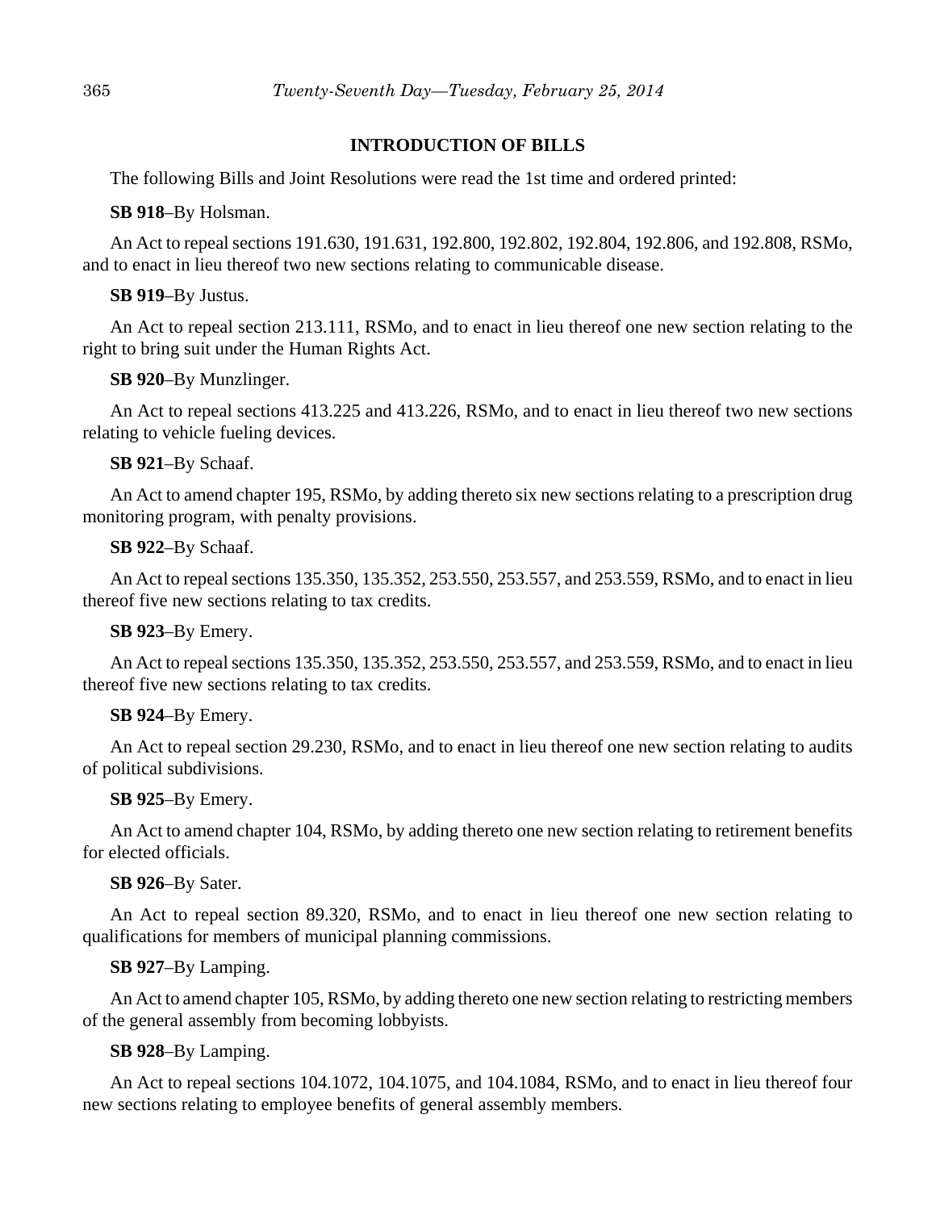## INTRODUCTION OF BILLS

The following Bills and Joint Resolutions were read the 1st time and ordered printed:

**SB 918**–By Holsman.

An Act to repeal sections 191.630, 191.631, 192.800, 192.802, 192.804, 192.806, and 192.808, RSMo, and to enact in lieu thereof two new sections relating to communicable disease.

**SB 919**–By Justus.

An Act to repeal section 213.111, RSMo, and to enact in lieu thereof one new section relating to the right to bring suit under the Human Rights Act.

**SB 920**–By Munzlinger.

An Act to repeal sections 413.225 and 413.226, RSMo, and to enact in lieu thereof two new sections relating to vehicle fueling devices.

**SB 921**–By Schaaf.

An Act to amend chapter 195, RSMo, by adding thereto six new sections relating to a prescription drug monitoring program, with penalty provisions.

**SB 922**–By Schaaf.

An Act to repeal sections 135.350, 135.352, 253.550, 253.557, and 253.559, RSMo, and to enact in lieu thereof five new sections relating to tax credits.

**SB 923**–By Emery.

An Act to repeal sections 135.350, 135.352, 253.550, 253.557, and 253.559, RSMo, and to enact in lieu thereof five new sections relating to tax credits.

**SB 924**–By Emery.

An Act to repeal section 29.230, RSMo, and to enact in lieu thereof one new section relating to audits of political subdivisions.

**SB 925**–By Emery.

An Act to amend chapter 104, RSMo, by adding thereto one new section relating to retirement benefits for elected officials.

**SB 926**–By Sater.

An Act to repeal section 89.320, RSMo, and to enact in lieu thereof one new section relating to qualifications for members of municipal planning commissions.

**SB 927**–By Lamping.

An Act to amend chapter 105, RSMo, by adding thereto one new section relating to restricting members of the general assembly from becoming lobbyists.

**SB 928**–By Lamping.

An Act to repeal sections 104.1072, 104.1075, and 104.1084, RSMo, and to enact in lieu thereof four new sections relating to employee benefits of general assembly members.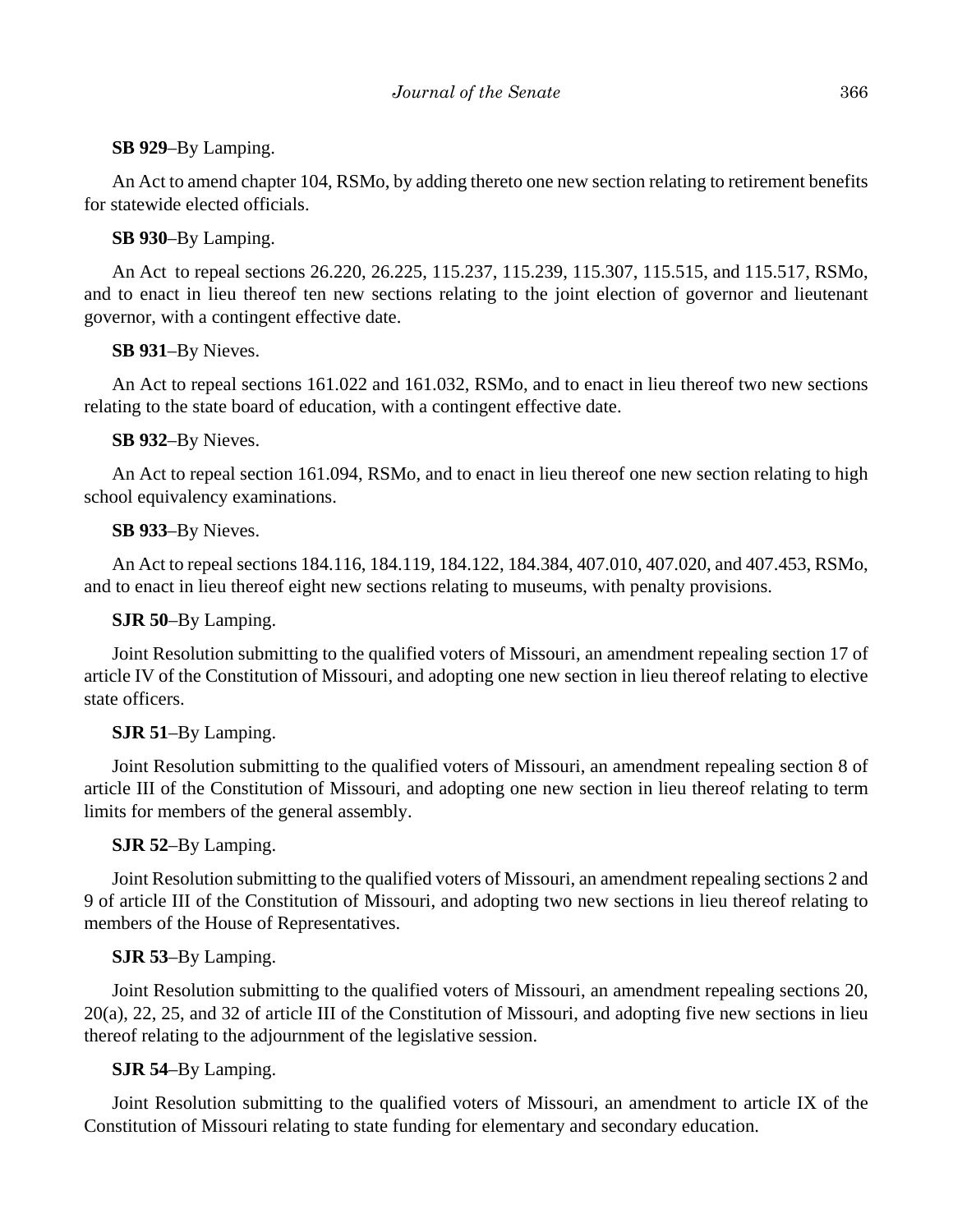**SB 929**–By Lamping.

An Act to amend chapter 104, RSMo, by adding thereto one new section relating to retirement benefits for statewide elected officials.

**SB 930**–By Lamping.

An Act to repeal sections 26.220, 26.225, 115.237, 115.239, 115.307, 115.515, and 115.517, RSMo, and to enact in lieu thereof ten new sections relating to the joint election of governor and lieutenant governor, with a contingent effective date.

**SB 931**–By Nieves.

An Act to repeal sections 161.022 and 161.032, RSMo, and to enact in lieu thereof two new sections relating to the state board of education, with a contingent effective date.

**SB 932**–By Nieves.

An Act to repeal section 161.094, RSMo, and to enact in lieu thereof one new section relating to high school equivalency examinations.

**SB 933**–By Nieves.

An Act to repeal sections 184.116, 184.119, 184.122, 184.384, 407.010, 407.020, and 407.453, RSMo, and to enact in lieu thereof eight new sections relating to museums, with penalty provisions.

**SJR 50**–By Lamping.

Joint Resolution submitting to the qualified voters of Missouri, an amendment repealing section 17 of article IV of the Constitution of Missouri, and adopting one new section in lieu thereof relating to elective state officers.

**SJR 51**–By Lamping.

Joint Resolution submitting to the qualified voters of Missouri, an amendment repealing section 8 of article III of the Constitution of Missouri, and adopting one new section in lieu thereof relating to term limits for members of the general assembly.

**SJR 52**–By Lamping.

Joint Resolution submitting to the qualified voters of Missouri, an amendment repealing sections 2 and 9 of article III of the Constitution of Missouri, and adopting two new sections in lieu thereof relating to members of the House of Representatives.

**SJR 53**–By Lamping.

Joint Resolution submitting to the qualified voters of Missouri, an amendment repealing sections 20, 20(a), 22, 25, and 32 of article III of the Constitution of Missouri, and adopting five new sections in lieu thereof relating to the adjournment of the legislative session.

**SJR 54**–By Lamping.

Joint Resolution submitting to the qualified voters of Missouri, an amendment to article IX of the Constitution of Missouri relating to state funding for elementary and secondary education.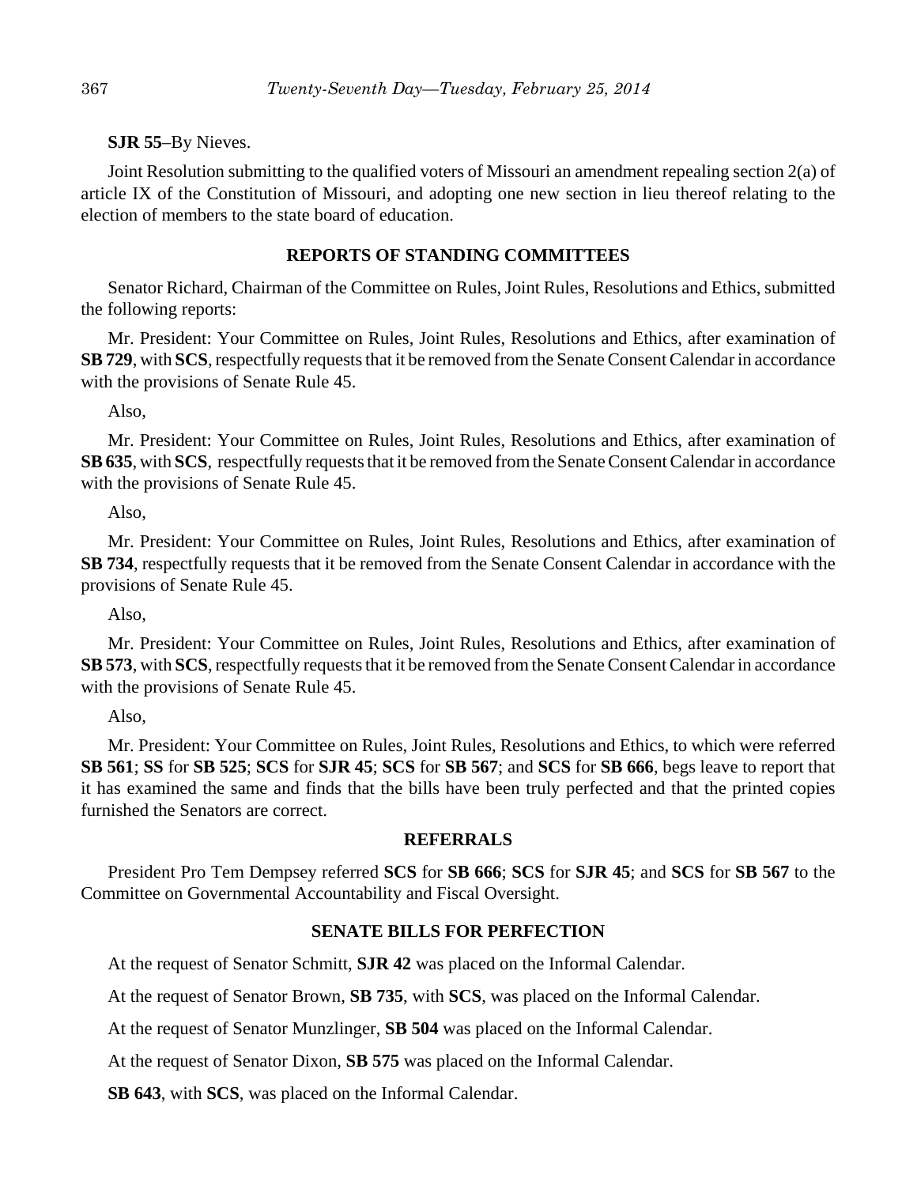**SJR 55**–By Nieves.

Joint Resolution submitting to the qualified voters of Missouri an amendment repealing section 2(a) of article IX of the Constitution of Missouri, and adopting one new section in lieu thereof relating to the election of members to the state board of education.

## REPORTS OF STANDING COMMITTEES

Senator Richard, Chairman of the Committee on Rules, Joint Rules, Resolutions and Ethics, submitted the following reports:

Mr. President: Your Committee on Rules, Joint Rules, Resolutions and Ethics, after examination of **SB 729**, with **SCS**, respectfully requests that it be removed from the Senate Consent Calendar in accordance with the provisions of Senate Rule 45.

Also,

Mr. President: Your Committee on Rules, Joint Rules, Resolutions and Ethics, after examination of **SB 635**, with **SCS**, respectfully requests that it be removed from the Senate Consent Calendar in accordance with the provisions of Senate Rule 45.

Also,

Mr. President: Your Committee on Rules, Joint Rules, Resolutions and Ethics, after examination of **SB 734**, respectfully requests that it be removed from the Senate Consent Calendar in accordance with the provisions of Senate Rule 45.

Also,

Mr. President: Your Committee on Rules, Joint Rules, Resolutions and Ethics, after examination of **SB 573**, with **SCS**, respectfully requests that it be removed from the Senate Consent Calendar in accordance with the provisions of Senate Rule 45.

Also,

Mr. President: Your Committee on Rules, Joint Rules, Resolutions and Ethics, to which were referred **SB 561**; **SS** for **SB 525**; **SCS** for **SJR 45**; **SCS** for **SB 567**; and **SCS** for **SB 666**, begs leave to report that it has examined the same and finds that the bills have been truly perfected and that the printed copies furnished the Senators are correct.

## REFERRALS

President Pro Tem Dempsey referred **SCS** for **SB 666**; **SCS** for **SJR 45**; and **SCS** for **SB 567** to the Committee on Governmental Accountability and Fiscal Oversight.

## SENATE BILLS FOR PERFECTION

At the request of Senator Schmitt, **SJR 42** was placed on the Informal Calendar.

At the request of Senator Brown, **SB 735**, with **SCS**, was placed on the Informal Calendar.

At the request of Senator Munzlinger, **SB 504** was placed on the Informal Calendar.

At the request of Senator Dixon, **SB 575** was placed on the Informal Calendar.

**SB 643**, with **SCS**, was placed on the Informal Calendar.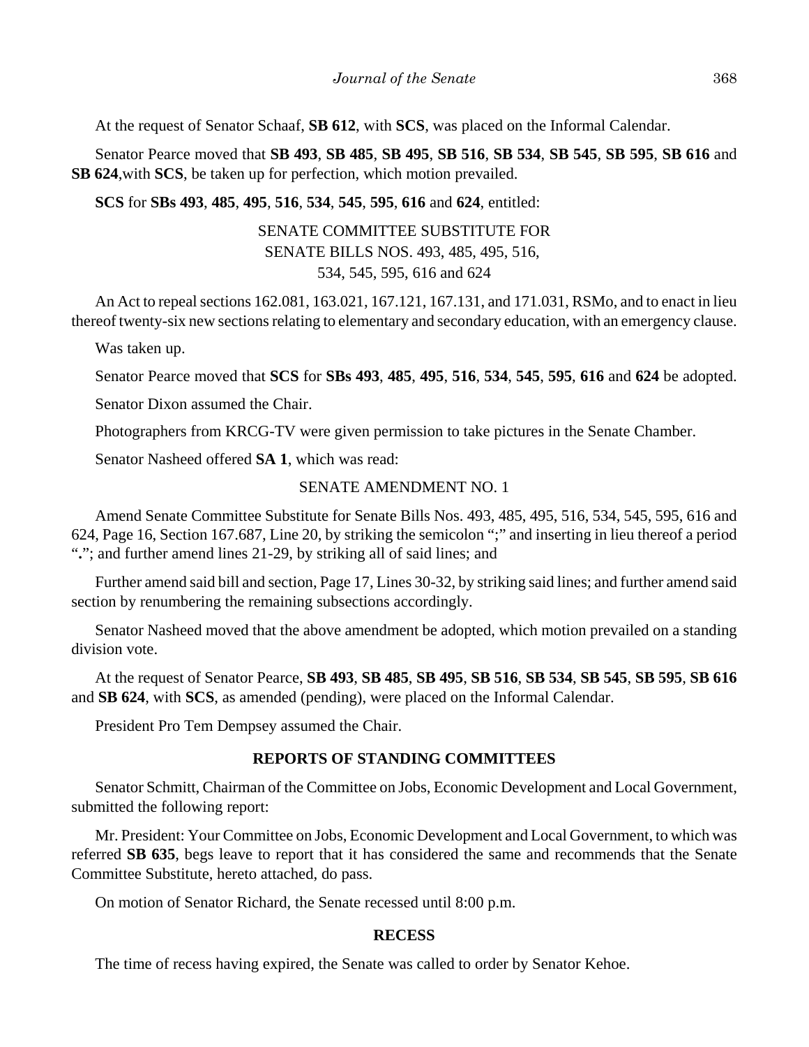At the request of Senator Schaaf, **SB 612**, with **SCS**, was placed on the Informal Calendar.

Senator Pearce moved that **SB 493**, **SB 485**, **SB 495**, **SB 516**, **SB 534**, **SB 545**, **SB 595**, **SB 616** and **SB 624**,with **SCS**, be taken up for perfection, which motion prevailed.

**SCS** for **SBs 493**, **485**, **495**, **516**, **534**, **545**, **595**, **616** and **624**, entitled:

SENATE COMMITTEE SUBSTITUTE FOR
SENATE BILLS NOS. 493, 485, 495, 516,
534, 545, 595, 616 and 624

An Act to repeal sections 162.081, 163.021, 167.121, 167.131, and 171.031, RSMo, and to enact in lieu thereof twenty-six new sections relating to elementary and secondary education, with an emergency clause.

Was taken up.

Senator Pearce moved that **SCS** for **SBs 493**, **485**, **495**, **516**, **534**, **545**, **595**, **616** and **624** be adopted.

Senator Dixon assumed the Chair.

Photographers from KRCG-TV were given permission to take pictures in the Senate Chamber.

Senator Nasheed offered **SA 1**, which was read:

SENATE AMENDMENT NO. 1

Amend Senate Committee Substitute for Senate Bills Nos. 493, 485, 495, 516, 534, 545, 595, 616 and 624, Page 16, Section 167.687, Line 20, by striking the semicolon ";" and inserting in lieu thereof a period "**.**"; and further amend lines 21-29, by striking all of said lines; and

Further amend said bill and section, Page 17, Lines 30-32, by striking said lines; and further amend said section by renumbering the remaining subsections accordingly.

Senator Nasheed moved that the above amendment be adopted, which motion prevailed on a standing division vote.

At the request of Senator Pearce, **SB 493**, **SB 485**, **SB 495**, **SB 516**, **SB 534**, **SB 545**, **SB 595**, **SB 616** and **SB 624**, with **SCS**, as amended (pending), were placed on the Informal Calendar.

President Pro Tem Dempsey assumed the Chair.

## REPORTS OF STANDING COMMITTEES

Senator Schmitt, Chairman of the Committee on Jobs, Economic Development and Local Government, submitted the following report:

Mr. President: Your Committee on Jobs, Economic Development and Local Government, to which was referred **SB 635**, begs leave to report that it has considered the same and recommends that the Senate Committee Substitute, hereto attached, do pass.

On motion of Senator Richard, the Senate recessed until 8:00 p.m.

## RECESS

The time of recess having expired, the Senate was called to order by Senator Kehoe.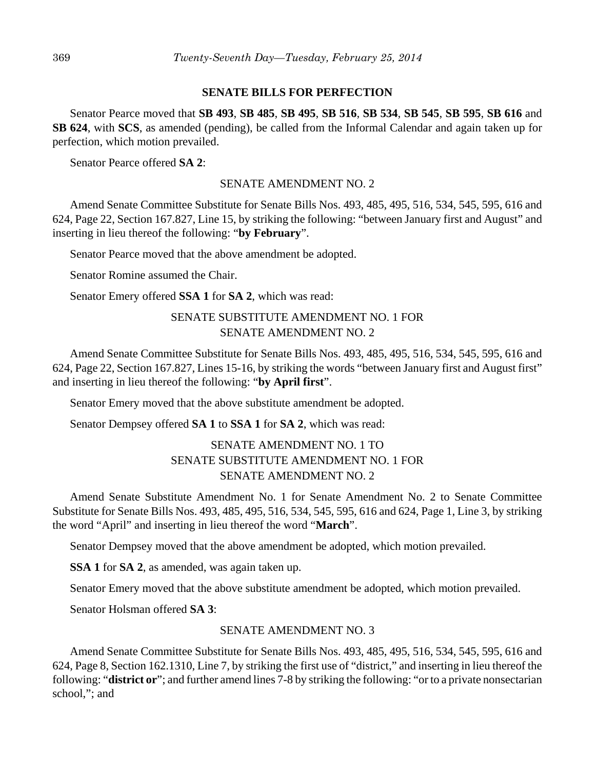**SENATE BILLS FOR PERFECTION**

Senator Pearce moved that **SB 493**, **SB 485**, **SB 495**, **SB 516**, **SB 534**, **SB 545**, **SB 595**, **SB 616** and **SB 624**, with **SCS**, as amended (pending), be called from the Informal Calendar and again taken up for perfection, which motion prevailed.

Senator Pearce offered **SA 2**:

SENATE AMENDMENT NO. 2

Amend Senate Committee Substitute for Senate Bills Nos. 493, 485, 495, 516, 534, 545, 595, 616 and 624, Page 22, Section 167.827, Line 15, by striking the following: "between January first and August" and inserting in lieu thereof the following: "**by February**".

Senator Pearce moved that the above amendment be adopted.

Senator Romine assumed the Chair.

Senator Emery offered **SSA 1** for **SA 2**, which was read:

SENATE SUBSTITUTE AMENDMENT NO. 1 FOR
SENATE AMENDMENT NO. 2

Amend Senate Committee Substitute for Senate Bills Nos. 493, 485, 495, 516, 534, 545, 595, 616 and 624, Page 22, Section 167.827, Lines 15-16, by striking the words "between January first and August first" and inserting in lieu thereof the following: "**by April first**".

Senator Emery moved that the above substitute amendment be adopted.

Senator Dempsey offered **SA 1** to **SSA 1** for **SA 2**, which was read:

SENATE AMENDMENT NO. 1 TO
SENATE SUBSTITUTE AMENDMENT NO. 1 FOR
SENATE AMENDMENT NO. 2

Amend Senate Substitute Amendment No. 1 for Senate Amendment No. 2 to Senate Committee Substitute for Senate Bills Nos. 493, 485, 495, 516, 534, 545, 595, 616 and 624, Page 1, Line 3, by striking the word "April" and inserting in lieu thereof the word "**March**".

Senator Dempsey moved that the above amendment be adopted, which motion prevailed.

**SSA 1** for **SA 2**, as amended, was again taken up.

Senator Emery moved that the above substitute amendment be adopted, which motion prevailed.

Senator Holsman offered **SA 3**:

SENATE AMENDMENT NO. 3

Amend Senate Committee Substitute for Senate Bills Nos. 493, 485, 495, 516, 534, 545, 595, 616 and 624, Page 8, Section 162.1310, Line 7, by striking the first use of "district," and inserting in lieu thereof the following: "**district or**"; and further amend lines 7-8 by striking the following: "or to a private nonsectarian school,"; and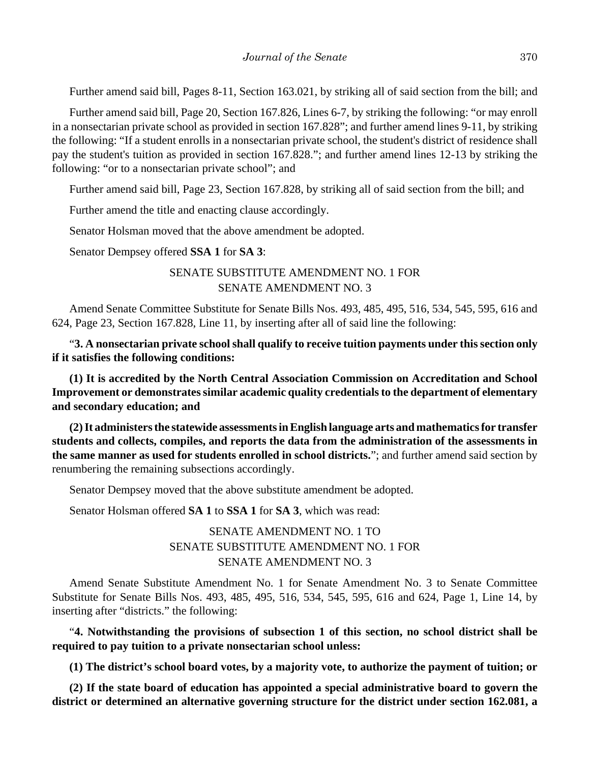Further amend said bill, Pages 8-11, Section 163.021, by striking all of said section from the bill; and

Further amend said bill, Page 20, Section 167.826, Lines 6-7, by striking the following: "or may enroll in a nonsectarian private school as provided in section 167.828"; and further amend lines 9-11, by striking the following: "If a student enrolls in a nonsectarian private school, the student's district of residence shall pay the student's tuition as provided in section 167.828."; and further amend lines 12-13 by striking the following: "or to a nonsectarian private school"; and

Further amend said bill, Page 23, Section 167.828, by striking all of said section from the bill; and

Further amend the title and enacting clause accordingly.

Senator Holsman moved that the above amendment be adopted.

Senator Dempsey offered **SSA 1** for **SA 3**:

SENATE SUBSTITUTE AMENDMENT NO. 1 FOR
SENATE AMENDMENT NO. 3

Amend Senate Committee Substitute for Senate Bills Nos. 493, 485, 495, 516, 534, 545, 595, 616 and 624, Page 23, Section 167.828, Line 11, by inserting after all of said line the following:

"**3. A nonsectarian private school shall qualify to receive tuition payments under this section only if it satisfies the following conditions:**

**(1) It is accredited by the North Central Association Commission on Accreditation and School Improvement or demonstrates similar academic quality credentials to the department of elementary and secondary education; and**

**(2) It administers the statewide assessments in English language arts and mathematics for transfer students and collects, compiles, and reports the data from the administration of the assessments in the same manner as used for students enrolled in school districts.**"; and further amend said section by renumbering the remaining subsections accordingly.

Senator Dempsey moved that the above substitute amendment be adopted.

Senator Holsman offered **SA 1** to **SSA 1** for **SA 3**, which was read:

SENATE AMENDMENT NO. 1 TO
SENATE SUBSTITUTE AMENDMENT NO. 1 FOR
SENATE AMENDMENT NO. 3

Amend Senate Substitute Amendment No. 1 for Senate Amendment No. 3 to Senate Committee Substitute for Senate Bills Nos. 493, 485, 495, 516, 534, 545, 595, 616 and 624, Page 1, Line 14, by inserting after "districts." the following:

"**4. Notwithstanding the provisions of subsection 1 of this section, no school district shall be required to pay tuition to a private nonsectarian school unless:**

**(1) The district's school board votes, by a majority vote, to authorize the payment of tuition; or**

**(2) If the state board of education has appointed a special administrative board to govern the district or determined an alternative governing structure for the district under section 162.081, a**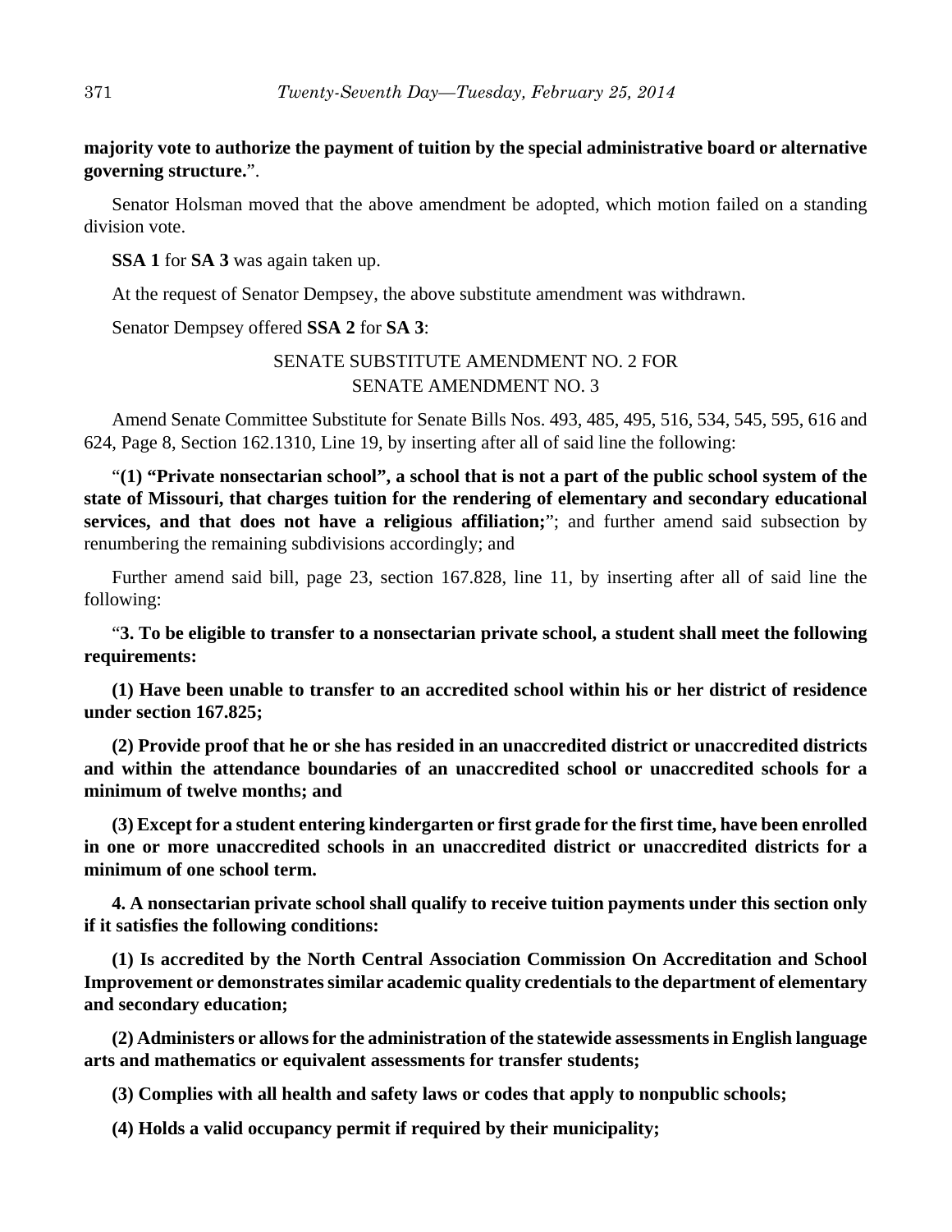**majority vote to authorize the payment of tuition by the special administrative board or alternative governing structure.**".

Senator Holsman moved that the above amendment be adopted, which motion failed on a standing division vote.

**SSA 1** for **SA 3** was again taken up.

At the request of Senator Dempsey, the above substitute amendment was withdrawn.

Senator Dempsey offered **SSA 2** for **SA 3**:

SENATE SUBSTITUTE AMENDMENT NO. 2 FOR
SENATE AMENDMENT NO. 3

Amend Senate Committee Substitute for Senate Bills Nos. 493, 485, 495, 516, 534, 545, 595, 616 and 624, Page 8, Section 162.1310, Line 19, by inserting after all of said line the following:

"**(1) "Private nonsectarian school", a school that is not a part of the public school system of the state of Missouri, that charges tuition for the rendering of elementary and secondary educational services, and that does not have a religious affiliation;**"; and further amend said subsection by renumbering the remaining subdivisions accordingly; and

Further amend said bill, page 23, section 167.828, line 11, by inserting after all of said line the following:

"**3. To be eligible to transfer to a nonsectarian private school, a student shall meet the following requirements:**

**(1) Have been unable to transfer to an accredited school within his or her district of residence under section 167.825;**

**(2) Provide proof that he or she has resided in an unaccredited district or unaccredited districts and within the attendance boundaries of an unaccredited school or unaccredited schools for a minimum of twelve months; and**

**(3) Except for a student entering kindergarten or first grade for the first time, have been enrolled in one or more unaccredited schools in an unaccredited district or unaccredited districts for a minimum of one school term.**

**4. A nonsectarian private school shall qualify to receive tuition payments under this section only if it satisfies the following conditions:**

**(1) Is accredited by the North Central Association Commission On Accreditation and School Improvement or demonstrates similar academic quality credentials to the department of elementary and secondary education;**

**(2) Administers or allows for the administration of the statewide assessments in English language arts and mathematics or equivalent assessments for transfer students;**

**(3) Complies with all health and safety laws or codes that apply to nonpublic schools;**

**(4) Holds a valid occupancy permit if required by their municipality;**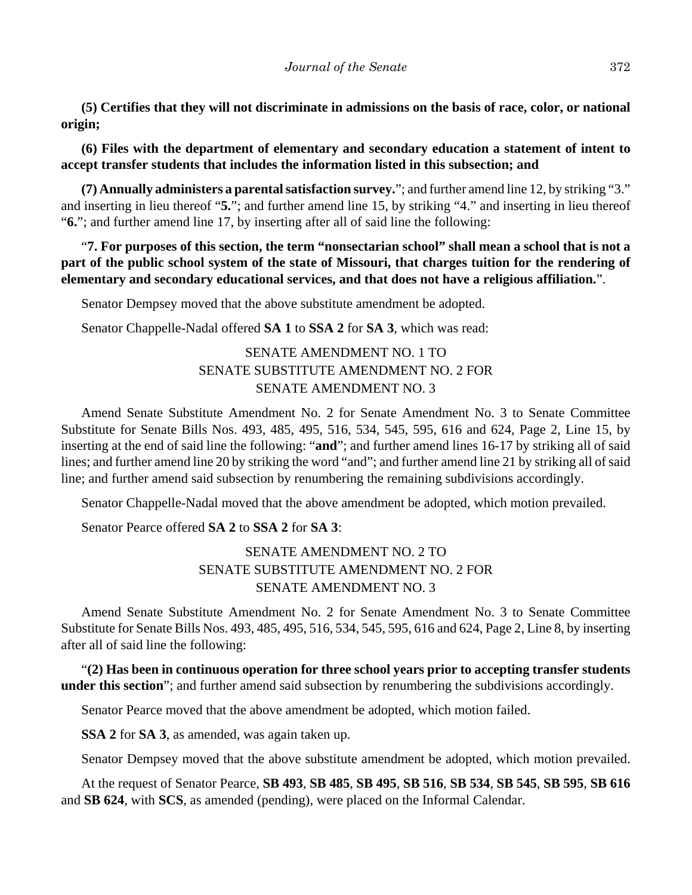**(5) Certifies that they will not discriminate in admissions on the basis of race, color, or national origin;**

**(6) Files with the department of elementary and secondary education a statement of intent to accept transfer students that includes the information listed in this subsection; and**

**(7) Annually administers a parental satisfaction survey.**"; and further amend line 12, by striking "3." and inserting in lieu thereof "**5.**"; and further amend line 15, by striking "4." and inserting in lieu thereof "**6.**"; and further amend line 17, by inserting after all of said line the following:

"**7. For purposes of this section, the term "nonsectarian school" shall mean a school that is not a part of the public school system of the state of Missouri, that charges tuition for the rendering of elementary and secondary educational services, and that does not have a religious affiliation.**".

Senator Dempsey moved that the above substitute amendment be adopted.

Senator Chappelle-Nadal offered **SA 1** to **SSA 2** for **SA 3**, which was read:

SENATE AMENDMENT NO. 1 TO
SENATE SUBSTITUTE AMENDMENT NO. 2 FOR
SENATE AMENDMENT NO. 3

Amend Senate Substitute Amendment No. 2 for Senate Amendment No. 3 to Senate Committee Substitute for Senate Bills Nos. 493, 485, 495, 516, 534, 545, 595, 616 and 624, Page 2, Line 15, by inserting at the end of said line the following: "**and**"; and further amend lines 16-17 by striking all of said lines; and further amend line 20 by striking the word "and"; and further amend line 21 by striking all of said line; and further amend said subsection by renumbering the remaining subdivisions accordingly.

Senator Chappelle-Nadal moved that the above amendment be adopted, which motion prevailed.

Senator Pearce offered **SA 2** to **SSA 2** for **SA 3**:

SENATE AMENDMENT NO. 2 TO
SENATE SUBSTITUTE AMENDMENT NO. 2 FOR
SENATE AMENDMENT NO. 3

Amend Senate Substitute Amendment No. 2 for Senate Amendment No. 3 to Senate Committee Substitute for Senate Bills Nos. 493, 485, 495, 516, 534, 545, 595, 616 and 624, Page 2, Line 8, by inserting after all of said line the following:

"**(2) Has been in continuous operation for three school years prior to accepting transfer students under this section**"; and further amend said subsection by renumbering the subdivisions accordingly.

Senator Pearce moved that the above amendment be adopted, which motion failed.

**SSA 2** for **SA 3**, as amended, was again taken up.

Senator Dempsey moved that the above substitute amendment be adopted, which motion prevailed.

At the request of Senator Pearce, **SB 493**, **SB 485**, **SB 495**, **SB 516**, **SB 534**, **SB 545**, **SB 595**, **SB 616** and **SB 624**, with **SCS**, as amended (pending), were placed on the Informal Calendar.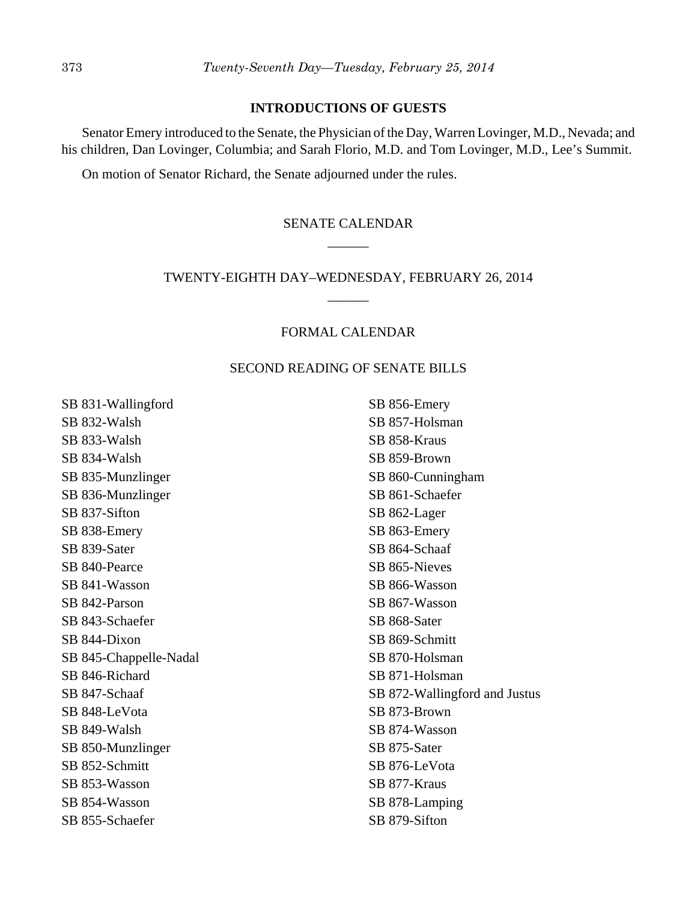## INTRODUCTIONS OF GUESTS

Senator Emery introduced to the Senate, the Physician of the Day, Warren Lovinger, M.D., Nevada; and his children, Dan Lovinger, Columbia; and Sarah Florio, M.D. and Tom Lovinger, M.D., Lee's Summit.

On motion of Senator Richard, the Senate adjourned under the rules.

## SENATE CALENDAR

______

## TWENTY-EIGHTH DAY–WEDNESDAY, FEBRUARY 26, 2014

______

### FORMAL CALENDAR

### SECOND READING OF SENATE BILLS

SB 831-Wallingford
SB 832-Walsh
SB 833-Walsh
SB 834-Walsh
SB 835-Munzlinger
SB 836-Munzlinger
SB 837-Sifton
SB 838-Emery
SB 839-Sater
SB 840-Pearce
SB 841-Wasson
SB 842-Parson
SB 843-Schaefer
SB 844-Dixon
SB 845-Chappelle-Nadal
SB 846-Richard
SB 847-Schaaf
SB 848-LeVota
SB 849-Walsh
SB 850-Munzlinger
SB 852-Schmitt
SB 853-Wasson
SB 854-Wasson
SB 855-Schaefer
SB 856-Emery
SB 857-Holsman
SB 858-Kraus
SB 859-Brown
SB 860-Cunningham
SB 861-Schaefer
SB 862-Lager
SB 863-Emery
SB 864-Schaaf
SB 865-Nieves
SB 866-Wasson
SB 867-Wasson
SB 868-Sater
SB 869-Schmitt
SB 870-Holsman
SB 871-Holsman
SB 872-Wallingford and Justus
SB 873-Brown
SB 874-Wasson
SB 875-Sater
SB 876-LeVota
SB 877-Kraus
SB 878-Lamping
SB 879-Sifton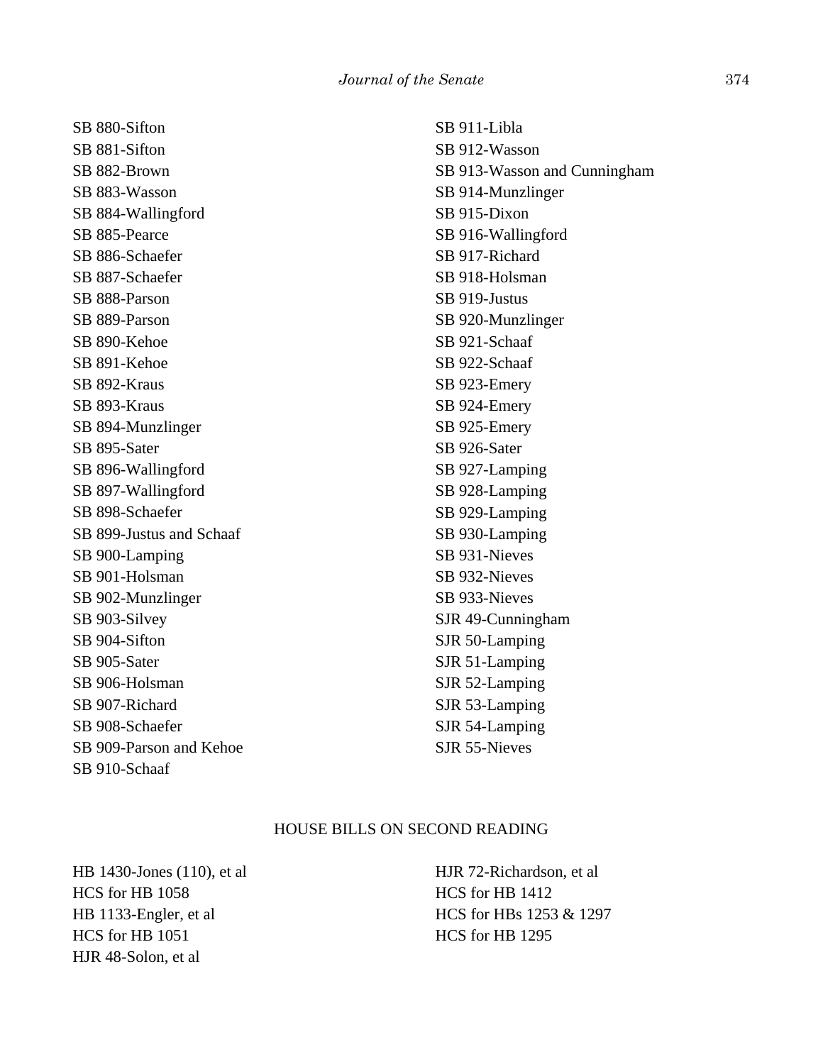SB 880-Sifton
SB 881-Sifton
SB 882-Brown
SB 883-Wasson
SB 884-Wallingford
SB 885-Pearce
SB 886-Schaefer
SB 887-Schaefer
SB 888-Parson
SB 889-Parson
SB 890-Kehoe
SB 891-Kehoe
SB 892-Kraus
SB 893-Kraus
SB 894-Munzlinger
SB 895-Sater
SB 896-Wallingford
SB 897-Wallingford
SB 898-Schaefer
SB 899-Justus and Schaaf
SB 900-Lamping
SB 901-Holsman
SB 902-Munzlinger
SB 903-Silvey
SB 904-Sifton
SB 905-Sater
SB 906-Holsman
SB 907-Richard
SB 908-Schaefer
SB 909-Parson and Kehoe
SB 910-Schaaf
SB 911-Libla
SB 912-Wasson
SB 913-Wasson and Cunningham
SB 914-Munzlinger
SB 915-Dixon
SB 916-Wallingford
SB 917-Richard
SB 918-Holsman
SB 919-Justus
SB 920-Munzlinger
SB 921-Schaaf
SB 922-Schaaf
SB 923-Emery
SB 924-Emery
SB 925-Emery
SB 926-Sater
SB 927-Lamping
SB 928-Lamping
SB 929-Lamping
SB 930-Lamping
SB 931-Nieves
SB 932-Nieves
SB 933-Nieves
SJR 49-Cunningham
SJR 50-Lamping
SJR 51-Lamping
SJR 52-Lamping
SJR 53-Lamping
SJR 54-Lamping
SJR 55-Nieves

HOUSE BILLS ON SECOND READING

HB 1430-Jones (110), et al
HCS for HB 1058
HB 1133-Engler, et al
HCS for HB 1051
HJR 48-Solon, et al
HJR 72-Richardson, et al
HCS for HB 1412
HCS for HBs 1253 & 1297
HCS for HB 1295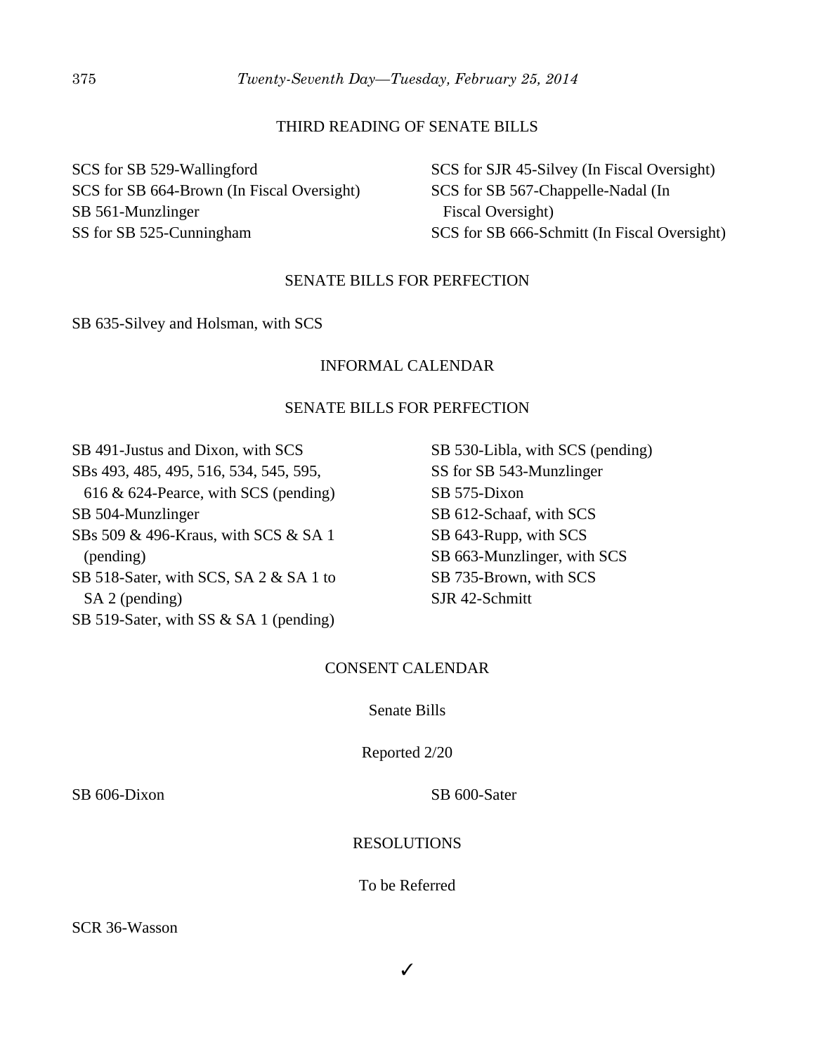## THIRD READING OF SENATE BILLS

SCS for SB 529-Wallingford
SCS for SB 664-Brown (In Fiscal Oversight)
SB 561-Munzlinger
SS for SB 525-Cunningham
SCS for SJR 45-Silvey (In Fiscal Oversight)
SCS for SB 567-Chappelle-Nadal (In Fiscal Oversight)
SCS for SB 666-Schmitt (In Fiscal Oversight)

## SENATE BILLS FOR PERFECTION

SB 635-Silvey and Holsman, with SCS

## INFORMAL CALENDAR

## SENATE BILLS FOR PERFECTION

SB 491-Justus and Dixon, with SCS
SBs 493, 485, 495, 516, 534, 545, 595, 616 & 624-Pearce, with SCS (pending)
SB 504-Munzlinger
SBs 509 & 496-Kraus, with SCS & SA 1 (pending)
SB 518-Sater, with SCS, SA 2 & SA 1 to SA 2 (pending)
SB 519-Sater, with SS & SA 1 (pending)
SB 530-Libla, with SCS (pending)
SS for SB 543-Munzlinger
SB 575-Dixon
SB 612-Schaaf, with SCS
SB 643-Rupp, with SCS
SB 663-Munzlinger, with SCS
SB 735-Brown, with SCS
SJR 42-Schmitt

## CONSENT CALENDAR

### Senate Bills

Reported 2/20

SB 606-Dixon
SB 600-Sater

## RESOLUTIONS

### To be Referred

SCR 36-Wasson

✓